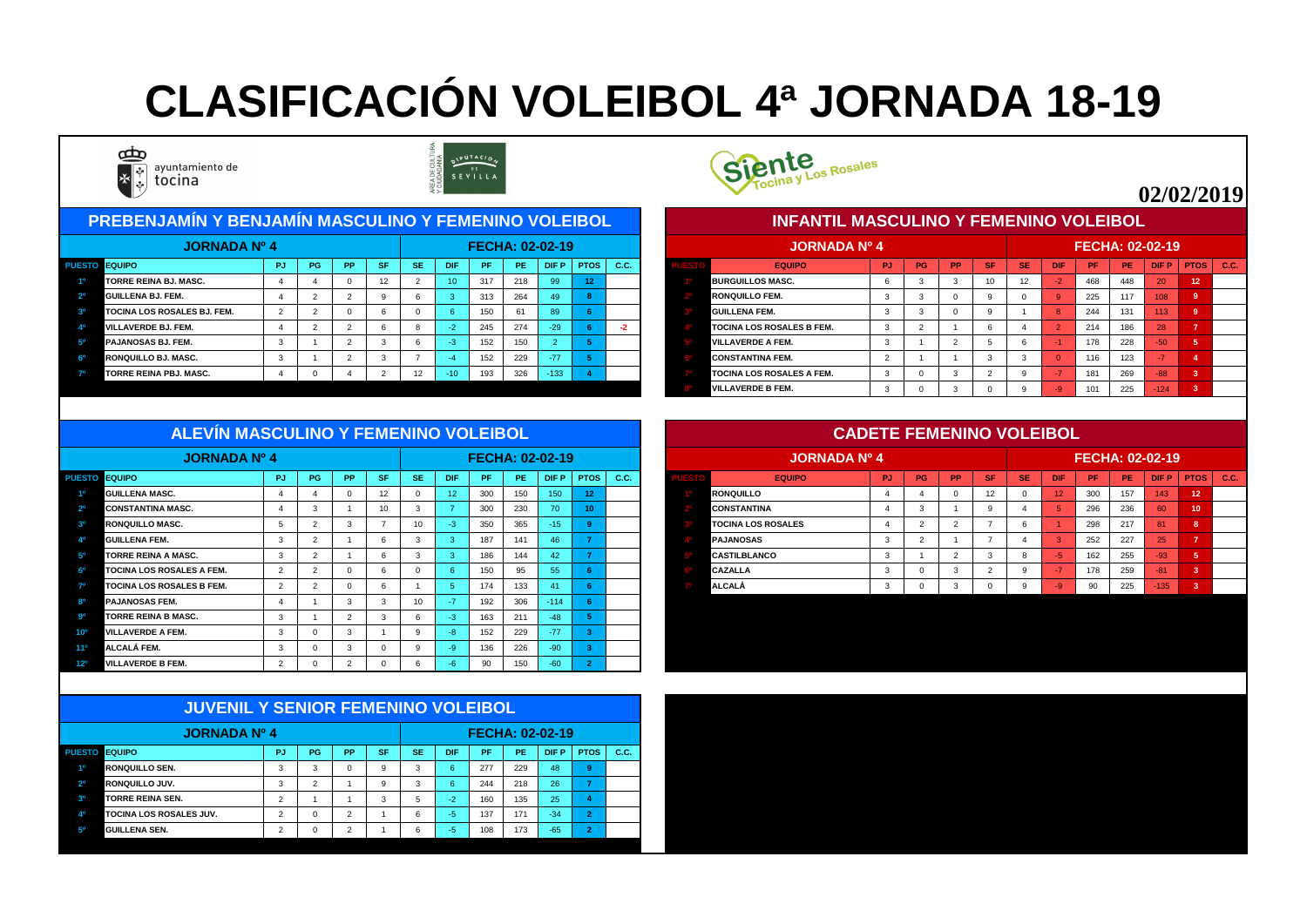# CLASIFICACIÓN VOLEIBOL 4ª JORNADA 18-19

ayuntamiento de tocina

**02/02/2019**

## PREBENJAMÍN Y BENJAMÍN MASCULINO Y FEMENINO VOLEIBOL

JORNADA Nº 4 — FECHA: 02-02-19

| PUESTO | EQUIPO | PJ | PG | PP | SF | SE | DIF | PF | PE | DIF P | PTOS | C.C. |
|---|---|---|---|---|---|---|---|---|---|---|---|---|
| 1º | TORRE REINA BJ. MASC. | 4 | 4 | 0 | 12 | 2 | 10 | 317 | 218 | 99 | 12 | |
| 2º | GUILLENA BJ. FEM. | 4 | 2 | 2 | 9 | 6 | 3 | 313 | 264 | 49 | 8 | |
| 3º | TOCINA LOS ROSALES BJ. FEM. | 2 | 2 | 0 | 6 | 0 | 6 | 150 | 61 | 89 | 6 | |
| 4º | VILLAVERDE BJ. FEM. | 4 | 2 | 2 | 6 | 8 | -2 | 245 | 274 | -29 | 6 | -2 |
| 5º | PAJANOSAS BJ. FEM. | 3 | 1 | 2 | 3 | 6 | -3 | 152 | 150 | 2 | 5 | |
| 6º | RONQUILLO BJ. MASC. | 3 | 1 | 2 | 3 | 7 | -4 | 152 | 229 | -77 | 5 | |
| 7º | TORRE REINA PBJ. MASC. | 4 | 0 | 4 | 2 | 12 | -10 | 193 | 326 | -133 | 4 | |

## INFANTIL MASCULINO Y FEMENINO VOLEIBOL

JORNADA Nº 4 — FECHA: 02-02-19

| PUESTO | EQUIPO | PJ | PG | PP | SF | SE | DIF | PF | PE | DIF P | PTOS | C.C. |
|---|---|---|---|---|---|---|---|---|---|---|---|---|
| 1º | BURGUILLOS MASC. | 6 | 3 | 3 | 10 | 12 | -2 | 468 | 448 | 20 | 12 | |
| 2º | RONQUILLO FEM. | 3 | 3 | 0 | 9 | 0 | 9 | 225 | 117 | 108 | 9 | |
| 3º | GUILLENA FEM. | 3 | 3 | 0 | 9 | 1 | 8 | 244 | 131 | 113 | 9 | |
| 4º | TOCINA LOS ROSALES B FEM. | 3 | 2 | 1 | 6 | 4 | 2 | 214 | 186 | 28 | 7 | |
| 5º | VILLAVERDE A FEM. | 3 | 1 | 2 | 5 | 6 | -1 | 178 | 228 | -50 | 5 | |
| 6º | CONSTANTINA FEM. | 2 | 1 | 1 | 3 | 3 | 0 | 116 | 123 | -7 | 4 | |
| 7º | TOCINA LOS ROSALES A FEM. | 3 | 0 | 3 | 2 | 9 | -7 | 181 | 269 | -88 | 3 | |
| 8º | VILLAVERDE B FEM. | 3 | 0 | 3 | 0 | 9 | -9 | 101 | 225 | -124 | 3 | |

## ALEVÍN MASCULINO Y FEMENINO VOLEIBOL

JORNADA Nº 4 — FECHA: 02-02-19

| PUESTO | EQUIPO | PJ | PG | PP | SF | SE | DIF | PF | PE | DIF P | PTOS | C.C. |
|---|---|---|---|---|---|---|---|---|---|---|---|---|
| 1º | GUILLENA MASC. | 4 | 4 | 0 | 12 | 0 | 12 | 300 | 150 | 150 | 12 | |
| 2º | CONSTANTINA MASC. | 4 | 3 | 1 | 10 | 3 | 7 | 300 | 230 | 70 | 10 | |
| 3º | RONQUILLO MASC. | 5 | 2 | 3 | 7 | 10 | -3 | 350 | 365 | -15 | 9 | |
| 4º | GUILLENA FEM. | 3 | 2 | 1 | 6 | 3 | 3 | 187 | 141 | 46 | 7 | |
| 5º | TORRE REINA A MASC. | 3 | 2 | 1 | 6 | 3 | 3 | 186 | 144 | 42 | 7 | |
| 6º | TOCINA LOS ROSALES A FEM. | 2 | 2 | 0 | 6 | 0 | 6 | 150 | 95 | 55 | 6 | |
| 7º | TOCINA LOS ROSALES B FEM. | 2 | 2 | 0 | 6 | 1 | 5 | 174 | 133 | 41 | 6 | |
| 8º | PAJANOSAS FEM. | 4 | 1 | 3 | 3 | 10 | -7 | 192 | 306 | -114 | 6 | |
| 9º | TORRE REINA B MASC. | 3 | 1 | 2 | 3 | 6 | -3 | 163 | 211 | -48 | 5 | |
| 10º | VILLAVERDE A FEM. | 3 | 0 | 3 | 1 | 9 | -8 | 152 | 229 | -77 | 3 | |
| 11º | ALCALÁ FEM. | 3 | 0 | 3 | 0 | 9 | -9 | 136 | 226 | -90 | 3 | |
| 12º | VILLAVERDE B FEM. | 2 | 0 | 2 | 0 | 6 | -6 | 90 | 150 | -60 | 2 | |

## CADETE FEMENINO VOLEIBOL

JORNADA Nº 4 — FECHA: 02-02-19

| PUESTO | EQUIPO | PJ | PG | PP | SF | SE | DIF | PF | PE | DIF P | PTOS | C.C. |
|---|---|---|---|---|---|---|---|---|---|---|---|---|
| 1º | RONQUILLO | 4 | 4 | 0 | 12 | 0 | 12 | 300 | 157 | 143 | 12 | |
| 2º | CONSTANTINA | 4 | 3 | 1 | 9 | 4 | 5 | 296 | 236 | 60 | 10 | |
| 3º | TOCINA LOS ROSALES | 4 | 2 | 2 | 7 | 6 | 1 | 298 | 217 | 81 | 8 | |
| 4º | PAJANOSAS | 3 | 2 | 1 | 7 | 4 | 3 | 252 | 227 | 25 | 7 | |
| 5º | CASTILBLANCO | 3 | 1 | 2 | 3 | 8 | -5 | 162 | 255 | -93 | 5 | |
| 6º | CAZALLA | 3 | 0 | 3 | 2 | 9 | -7 | 178 | 259 | -81 | 3 | |
| 7º | ALCALÁ | 3 | 0 | 3 | 0 | 9 | -9 | 90 | 225 | -135 | 3 | |

## JUVENIL Y SENIOR FEMENINO VOLEIBOL

JORNADA Nº 4 — FECHA: 02-02-19

| PUESTO | EQUIPO | PJ | PG | PP | SF | SE | DIF | PF | PE | DIF P | PTOS | C.C. |
|---|---|---|---|---|---|---|---|---|---|---|---|---|
| 1º | RONQUILLO SEN. | 3 | 3 | 0 | 9 | 3 | 6 | 277 | 229 | 48 | 9 | |
| 2º | RONQUILLO JUV. | 3 | 2 | 1 | 9 | 3 | 6 | 244 | 218 | 26 | 7 | |
| 3º | TORRE REINA SEN. | 2 | 1 | 1 | 3 | 5 | -2 | 160 | 135 | 25 | 4 | |
| 4º | TOCINA LOS ROSALES JUV. | 2 | 0 | 2 | 1 | 6 | -5 | 137 | 171 | -34 | 2 | |
| 5º | GUILLENA SEN. | 2 | 0 | 2 | 1 | 6 | -5 | 108 | 173 | -65 | 2 | |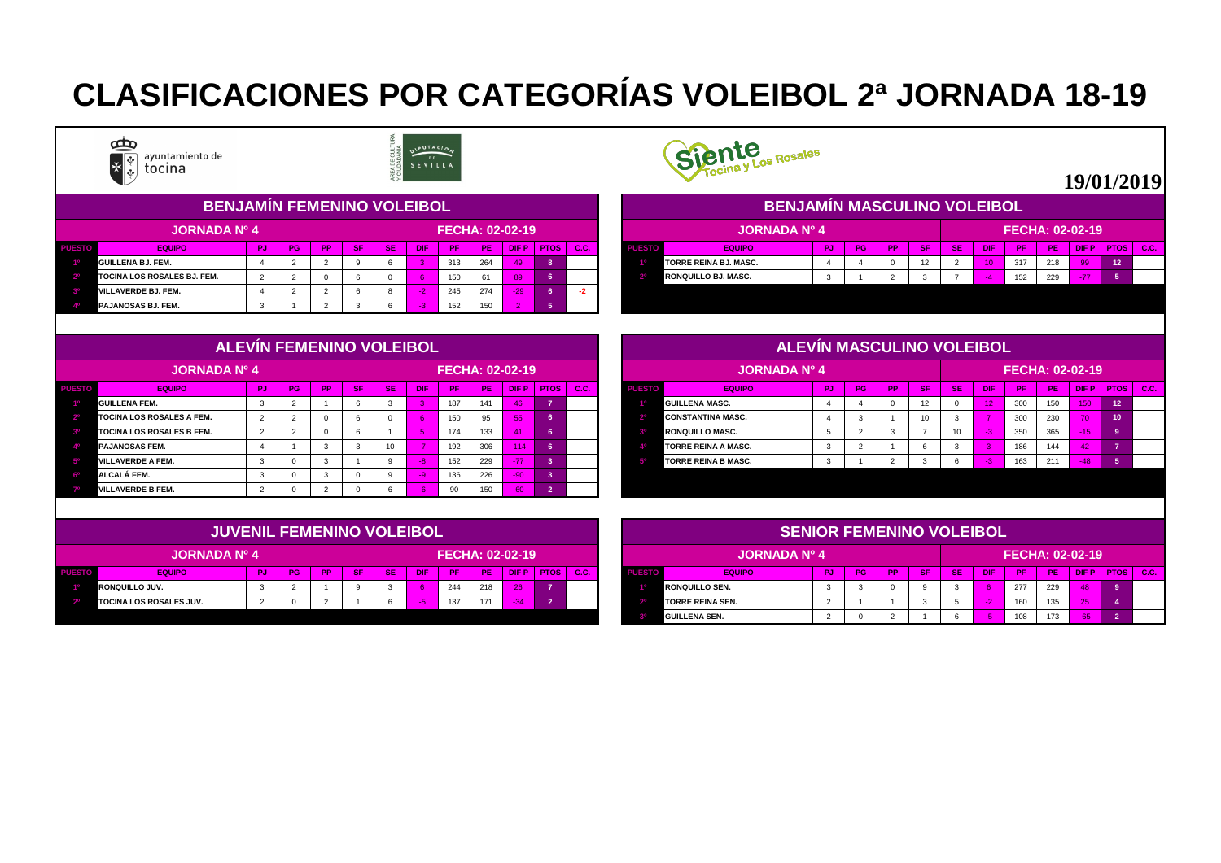# CLASIFICACIONES POR CATEGORÍAS VOLEIBOL 2ª JORNADA 18-19

ayuntamiento de tocina

ÁREA DE CULTURA Y CIUDADANÍA DIPUTACIÓN DE SEVILLA

Siente Tocina y Los Rosales

**19/01/2019**

## BENJAMÍN FEMENINO VOLEIBOL

JORNADA Nº 4 — FECHA: 02-02-19

| PUESTO | EQUIPO | PJ | PG | PP | SF | SE | DIF | PF | PE | DIF P | PTOS | C.C. |
|---|---|---|---|---|---|---|---|---|---|---|---|---|
| 1º | GUILLENA BJ. FEM. | 4 | 2 | 2 | 9 | 6 | 3 | 313 | 264 | 49 | 8 | |
| 2º | TOCINA LOS ROSALES BJ. FEM. | 2 | 2 | 0 | 6 | 0 | 6 | 150 | 61 | 89 | 6 | |
| 3º | VILLAVERDE BJ. FEM. | 4 | 2 | 2 | 6 | 8 | -2 | 245 | 274 | -29 | 6 | -2 |
| 4º | PAJANOSAS BJ. FEM. | 3 | 1 | 2 | 3 | 6 | -3 | 152 | 150 | 2 | 5 | |

## BENJAMÍN MASCULINO VOLEIBOL

JORNADA Nº 4 — FECHA: 02-02-19

| PUESTO | EQUIPO | PJ | PG | PP | SF | SE | DIF | PF | PE | DIF P | PTOS | C.C. |
|---|---|---|---|---|---|---|---|---|---|---|---|---|
| 1º | TORRE REINA BJ. MASC. | 4 | 4 | 0 | 12 | 2 | 10 | 317 | 218 | 99 | 12 | |
| 2º | RONQUILLO BJ. MASC. | 3 | 1 | 2 | 3 | 7 | -4 | 152 | 229 | -77 | 5 | |

## ALEVÍN FEMENINO VOLEIBOL

JORNADA Nº 4 — FECHA: 02-02-19

| PUESTO | EQUIPO | PJ | PG | PP | SF | SE | DIF | PF | PE | DIF P | PTOS | C.C. |
|---|---|---|---|---|---|---|---|---|---|---|---|---|
| 1º | GUILLENA FEM. | 3 | 2 | 1 | 6 | 3 | 3 | 187 | 141 | 46 | 7 | |
| 2º | TOCINA LOS ROSALES A FEM. | 2 | 2 | 0 | 6 | 0 | 6 | 150 | 95 | 55 | 6 | |
| 3º | TOCINA LOS ROSALES B FEM. | 2 | 2 | 0 | 6 | 1 | 5 | 174 | 133 | 41 | 6 | |
| 4º | PAJANOSAS FEM. | 4 | 1 | 3 | 3 | 10 | -7 | 192 | 306 | -114 | 6 | |
| 5º | VILLAVERDE A FEM. | 3 | 0 | 3 | 1 | 9 | -8 | 152 | 229 | -77 | 3 | |
| 6º | ALCALÁ FEM. | 3 | 0 | 3 | 0 | 9 | -9 | 136 | 226 | -90 | 3 | |
| 7º | VILLAVERDE B FEM. | 2 | 0 | 2 | 0 | 6 | -6 | 90 | 150 | -60 | 2 | |

## ALEVÍN MASCULINO VOLEIBOL

JORNADA Nº 4 — FECHA: 02-02-19

| PUESTO | EQUIPO | PJ | PG | PP | SF | SE | DIF | PF | PE | DIF P | PTOS | C.C. |
|---|---|---|---|---|---|---|---|---|---|---|---|---|
| 1º | GUILLENA MASC. | 4 | 4 | 0 | 12 | 0 | 12 | 300 | 150 | 150 | 12 | |
| 2º | CONSTANTINA MASC. | 4 | 3 | 1 | 10 | 3 | 7 | 300 | 230 | 70 | 10 | |
| 3º | RONQUILLO MASC. | 5 | 2 | 3 | 7 | 10 | -3 | 350 | 365 | -15 | 9 | |
| 4º | TORRE REINA A MASC. | 3 | 2 | 1 | 6 | 3 | 3 | 186 | 144 | 42 | 7 | |
| 5º | TORRE REINA B MASC. | 3 | 1 | 2 | 3 | 6 | -3 | 163 | 211 | -48 | 5 | |

## JUVENIL FEMENINO VOLEIBOL

JORNADA Nº 4 — FECHA: 02-02-19

| PUESTO | EQUIPO | PJ | PG | PP | SF | SE | DIF | PF | PE | DIF P | PTOS | C.C. |
|---|---|---|---|---|---|---|---|---|---|---|---|---|
| 1º | RONQUILLO JUV. | 3 | 2 | 1 | 9 | 3 | 6 | 244 | 218 | 26 | 7 | |
| 2º | TOCINA LOS ROSALES JUV. | 2 | 0 | 2 | 1 | 6 | -5 | 137 | 171 | -34 | 2 | |

## SENIOR FEMENINO VOLEIBOL

JORNADA Nº 4 — FECHA: 02-02-19

| PUESTO | EQUIPO | PJ | PG | PP | SF | SE | DIF | PF | PE | DIF P | PTOS | C.C. |
|---|---|---|---|---|---|---|---|---|---|---|---|---|
| 1º | RONQUILLO SEN. | 3 | 3 | 0 | 9 | 3 | 6 | 277 | 229 | 48 | 9 | |
| 2º | TORRE REINA SEN. | 2 | 1 | 1 | 3 | 5 | -2 | 160 | 135 | 25 | 4 | |
| 3º | GUILLENA SEN. | 2 | 0 | 2 | 1 | 6 | -5 | 108 | 173 | -65 | 2 | |